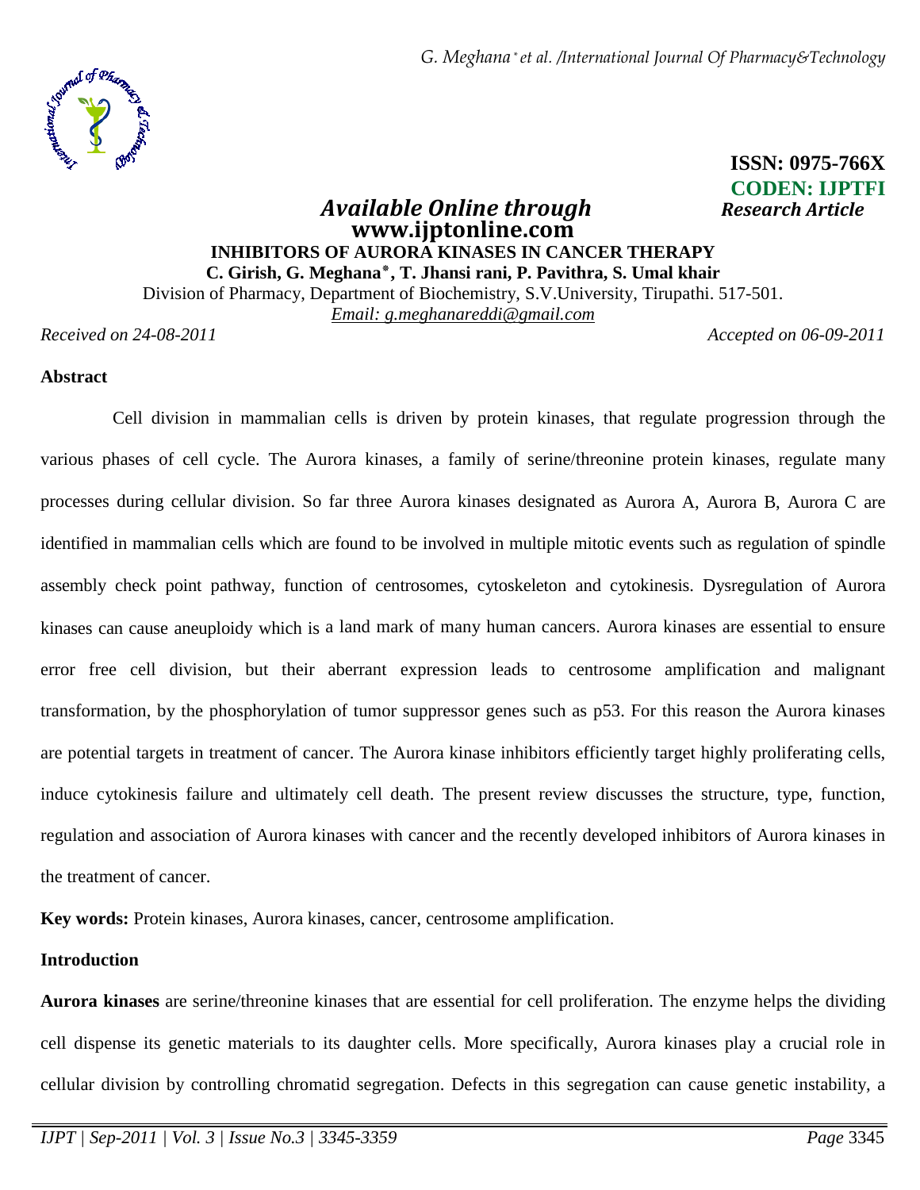**ISSN: 0975-766X**
**CODEN: IJPTFI**

*Available Online through* *Research Article*
**www.ijptonline.com**

# INHIBITORS OF AURORA KINASES IN CANCER THERAPY

**C. Girish, G. Meghana*, T. Jhansi rani, P. Pavithra, S. Umal khair**

Division of Pharmacy, Department of Biochemistry, S.V.University, Tirupathi. 517-501.

*Email: g.meghanareddi@gmail.com*

*Received on 24-08-2011* *Accepted on 06-09-2011*

## Abstract

Cell division in mammalian cells is driven by protein kinases, that regulate progression through the various phases of cell cycle. The Aurora kinases, a family of serine/threonine protein kinases, regulate many processes during cellular division. So far three Aurora kinases designated as Aurora A, Aurora B, Aurora C are identified in mammalian cells which are found to be involved in multiple mitotic events such as regulation of spindle assembly check point pathway, function of centrosomes, cytoskeleton and cytokinesis. Dysregulation of Aurora kinases can cause aneuploidy which is a land mark of many human cancers. Aurora kinases are essential to ensure error free cell division, but their aberrant expression leads to centrosome amplification and malignant transformation, by the phosphorylation of tumor suppressor genes such as p53. For this reason the Aurora kinases are potential targets in treatment of cancer. The Aurora kinase inhibitors efficiently target highly proliferating cells, induce cytokinesis failure and ultimately cell death. The present review discusses the structure, type, function, regulation and association of Aurora kinases with cancer and the recently developed inhibitors of Aurora kinases in the treatment of cancer.

**Key words:** Protein kinases, Aurora kinases, cancer, centrosome amplification.

## Introduction

**Aurora kinases** are serine/threonine kinases that are essential for cell proliferation. The enzyme helps the dividing cell dispense its genetic materials to its daughter cells. More specifically, Aurora kinases play a crucial role in cellular division by controlling chromatid segregation. Defects in this segregation can cause genetic instability, a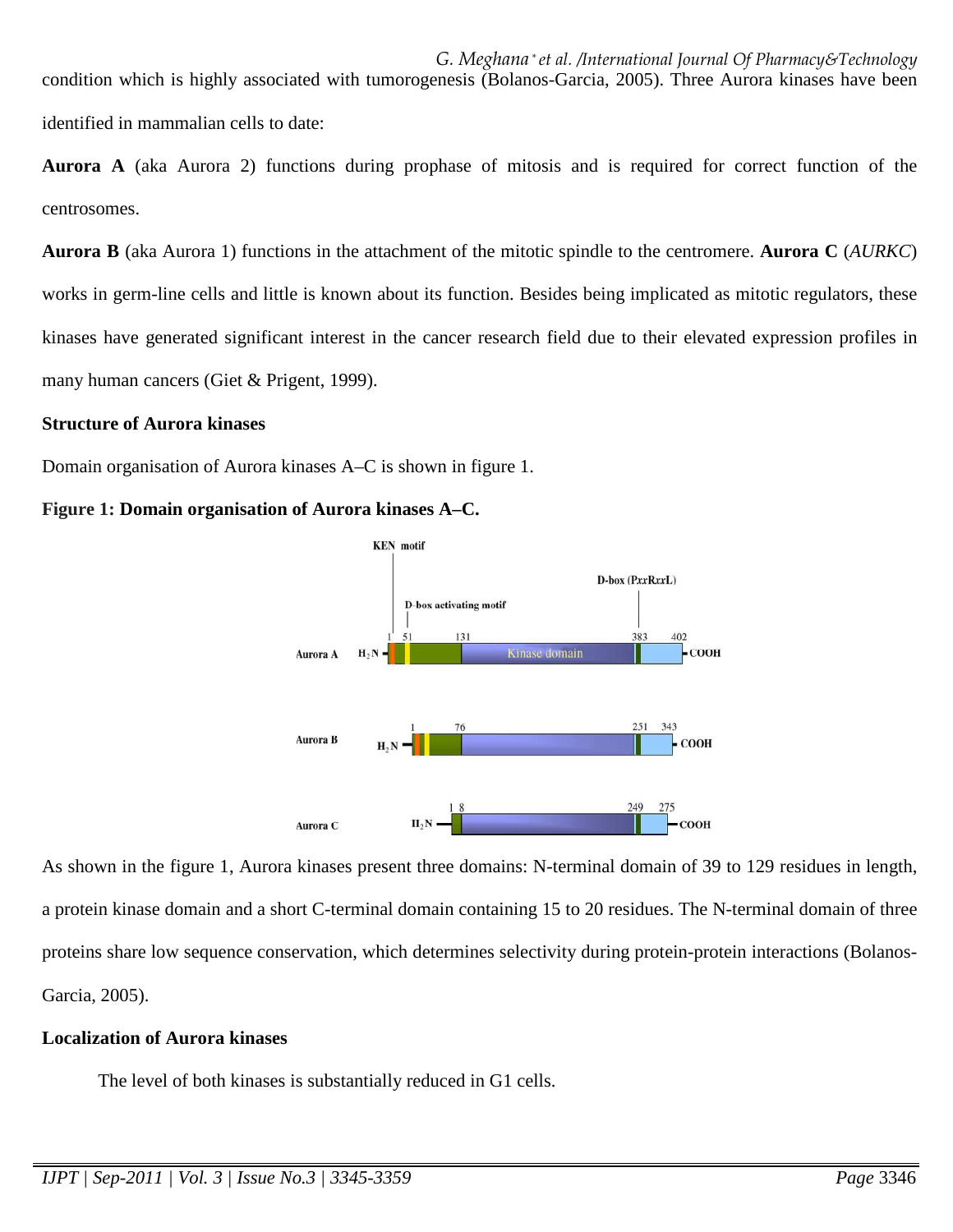condition which is highly associated with tumorogenesis (Bolanos-Garcia, 2005). Three Aurora kinases have been identified in mammalian cells to date:

**Aurora A** (aka Aurora 2) functions during prophase of mitosis and is required for correct function of the centrosomes.

**Aurora B** (aka Aurora 1) functions in the attachment of the mitotic spindle to the centromere. **Aurora C** (*AURKC*) works in germ-line cells and little is known about its function. Besides being implicated as mitotic regulators, these kinases have generated significant interest in the cancer research field due to their elevated expression profiles in many human cancers (Giet & Prigent, 1999).

**Structure of Aurora kinases**

Domain organisation of Aurora kinases A–C is shown in figure 1.

**Figure 1: Domain organisation of Aurora kinases A–C.**

As shown in the figure 1, Aurora kinases present three domains: N-terminal domain of 39 to 129 residues in length, a protein kinase domain and a short C-terminal domain containing 15 to 20 residues. The N-terminal domain of three proteins share low sequence conservation, which determines selectivity during protein-protein interactions (Bolanos-Garcia, 2005).

**Localization of Aurora kinases**

The level of both kinases is substantially reduced in G1 cells.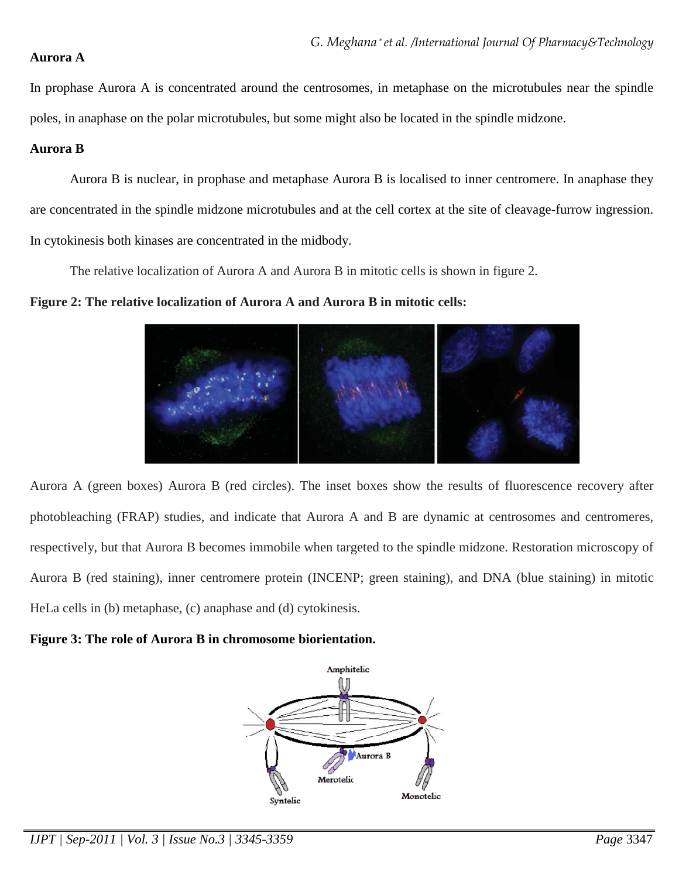**Aurora A**

In prophase Aurora A is concentrated around the centrosomes, in metaphase on the microtubules near the spindle poles, in anaphase on the polar microtubules, but some might also be located in the spindle midzone.

**Aurora B**

Aurora B is nuclear, in prophase and metaphase Aurora B is localised to inner centromere. In anaphase they are concentrated in the spindle midzone microtubules and at the cell cortex at the site of cleavage-furrow ingression. In cytokinesis both kinases are concentrated in the midbody.

The relative localization of Aurora A and Aurora B in mitotic cells is shown in figure 2.

**Figure 2: The relative localization of Aurora A and Aurora B in mitotic cells:**

Aurora A (green boxes) Aurora B (red circles). The inset boxes show the results of fluorescence recovery after photobleaching (FRAP) studies, and indicate that Aurora A and B are dynamic at centrosomes and centromeres, respectively, but that Aurora B becomes immobile when targeted to the spindle midzone. Restoration microscopy of Aurora B (red staining), inner centromere protein (INCENP; green staining), and DNA (blue staining) in mitotic HeLa cells in (b) metaphase, (c) anaphase and (d) cytokinesis.

**Figure 3: The role of Aurora B in chromosome biorientation.**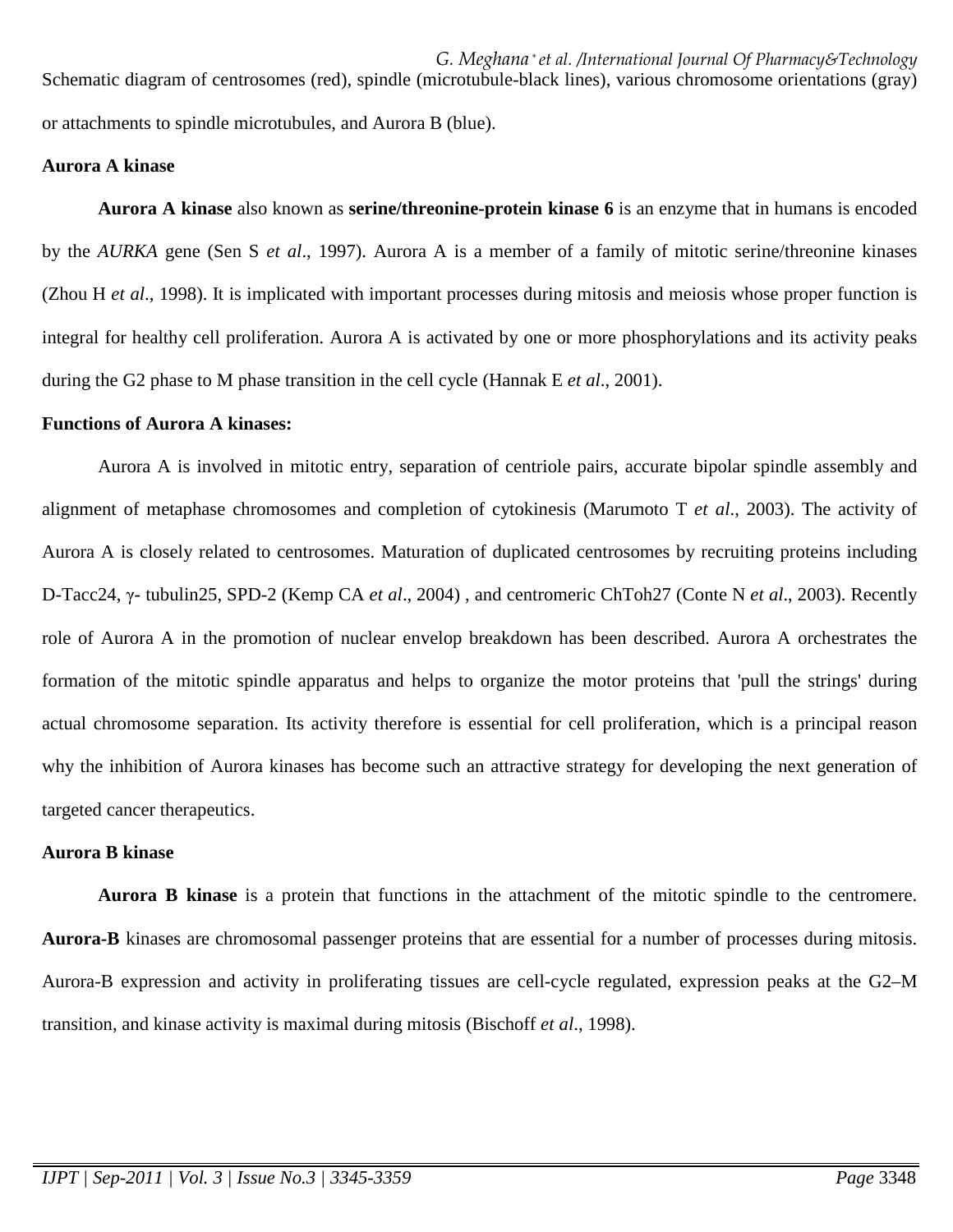Schematic diagram of centrosomes (red), spindle (microtubule-black lines), various chromosome orientations (gray) or attachments to spindle microtubules, and Aurora B (blue).

### Aurora A kinase

**Aurora A kinase** also known as **serine/threonine-protein kinase 6** is an enzyme that in humans is encoded by the *AURKA* gene (Sen S *et al*., 1997). Aurora A is a member of a family of mitotic serine/threonine kinases (Zhou H *et al*., 1998). It is implicated with important processes during mitosis and meiosis whose proper function is integral for healthy cell proliferation. Aurora A is activated by one or more phosphorylations and its activity peaks during the G2 phase to M phase transition in the cell cycle (Hannak E *et al*., 2001).

### Functions of Aurora A kinases:

Aurora A is involved in mitotic entry, separation of centriole pairs, accurate bipolar spindle assembly and alignment of metaphase chromosomes and completion of cytokinesis (Marumoto T *et al*., 2003). The activity of Aurora A is closely related to centrosomes. Maturation of duplicated centrosomes by recruiting proteins including D-Tacc24, γ- tubulin25, SPD-2 (Kemp CA *et al*., 2004) , and centromeric ChToh27 (Conte N *et al*., 2003). Recently role of Aurora A in the promotion of nuclear envelop breakdown has been described. Aurora A orchestrates the formation of the mitotic spindle apparatus and helps to organize the motor proteins that 'pull the strings' during actual chromosome separation. Its activity therefore is essential for cell proliferation, which is a principal reason why the inhibition of Aurora kinases has become such an attractive strategy for developing the next generation of targeted cancer therapeutics.

### Aurora B kinase

**Aurora B kinase** is a protein that functions in the attachment of the mitotic spindle to the centromere. **Aurora-B** kinases are chromosomal passenger proteins that are essential for a number of processes during mitosis. Aurora-B expression and activity in proliferating tissues are cell-cycle regulated, expression peaks at the G2–M transition, and kinase activity is maximal during mitosis (Bischoff *et al*., 1998).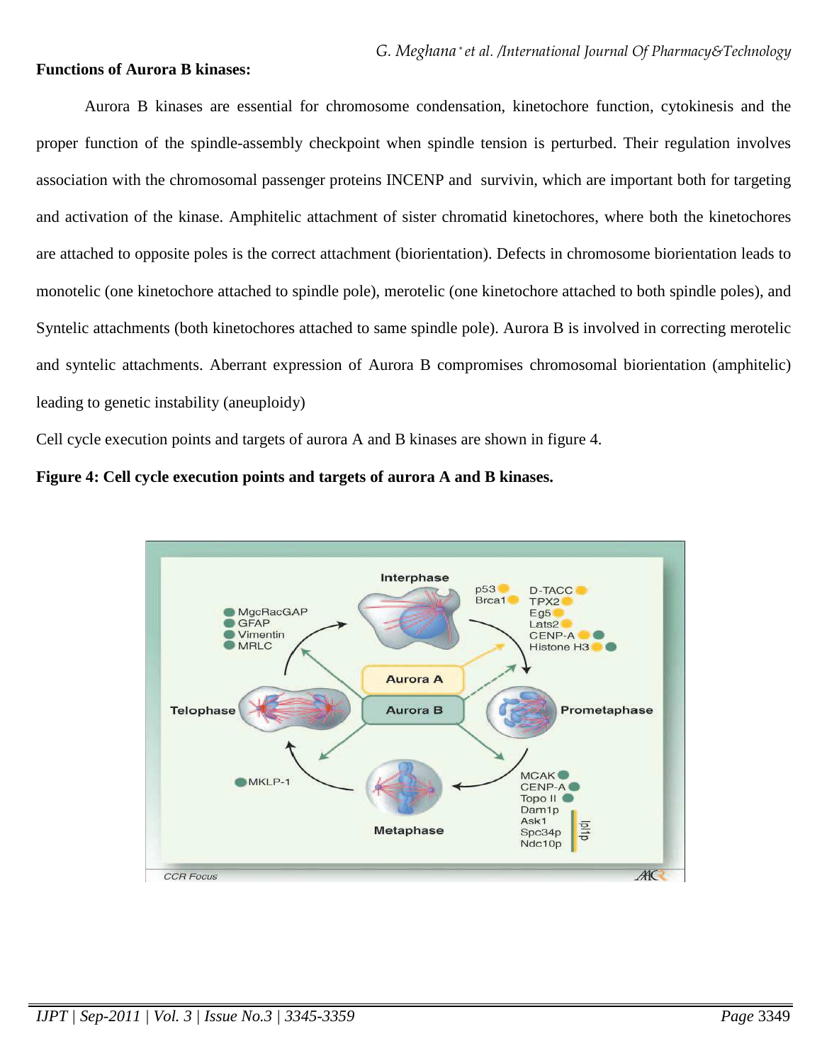**Functions of Aurora B kinases:**

Aurora B kinases are essential for chromosome condensation, kinetochore function, cytokinesis and the proper function of the spindle-assembly checkpoint when spindle tension is perturbed. Their regulation involves association with the chromosomal passenger proteins INCENP and survivin, which are important both for targeting and activation of the kinase. Amphitelic attachment of sister chromatid kinetochores, where both the kinetochores are attached to opposite poles is the correct attachment (biorientation). Defects in chromosome biorientation leads to monotelic (one kinetochore attached to spindle pole), merotelic (one kinetochore attached to both spindle poles), and Syntelic attachments (both kinetochores attached to same spindle pole). Aurora B is involved in correcting merotelic and syntelic attachments. Aberrant expression of Aurora B compromises chromosomal biorientation (amphitelic) leading to genetic instability (aneuploidy)

Cell cycle execution points and targets of aurora A and B kinases are shown in figure 4.

**Figure 4: Cell cycle execution points and targets of aurora A and B kinases.**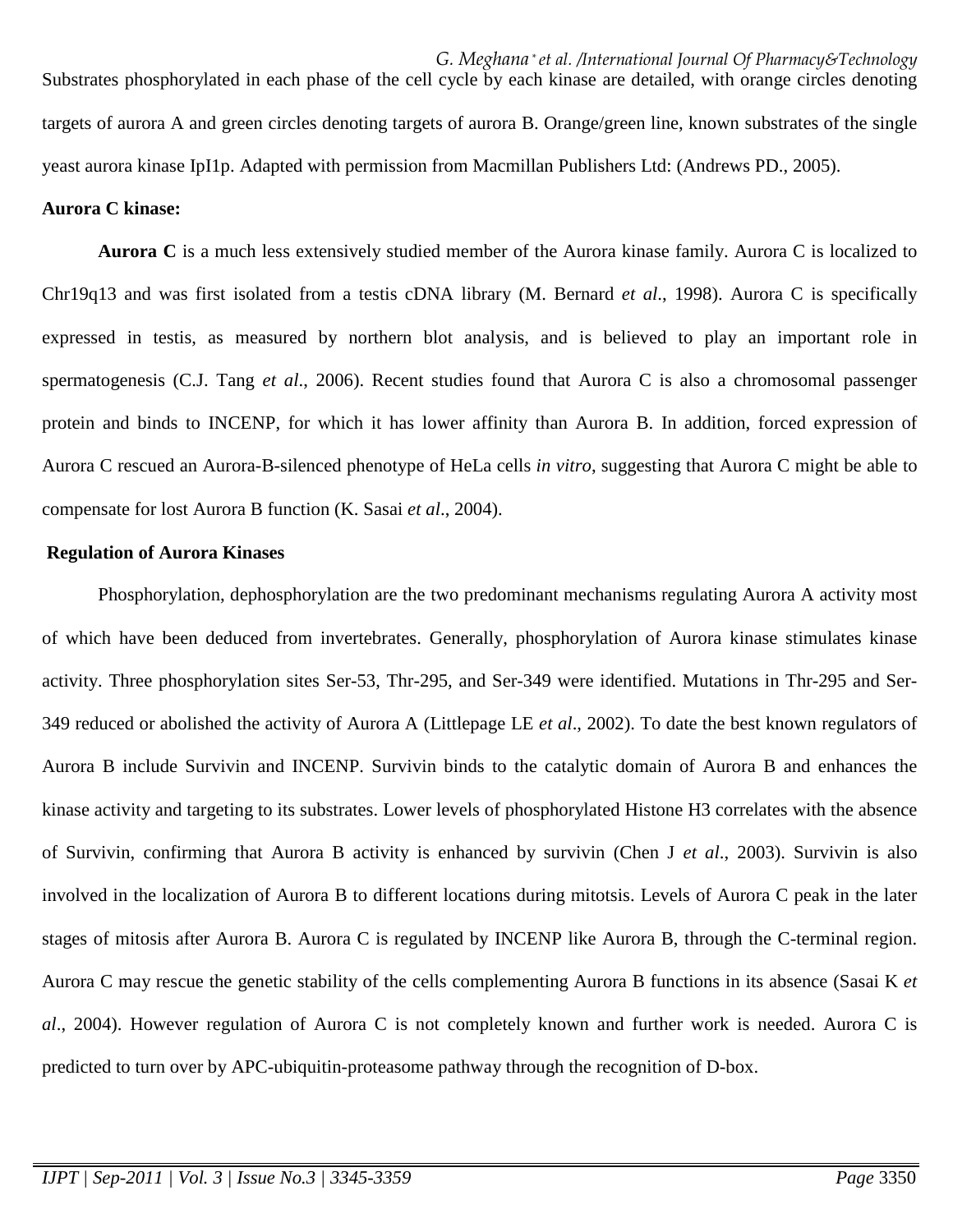Substrates phosphorylated in each phase of the cell cycle by each kinase are detailed, with orange circles denoting targets of aurora A and green circles denoting targets of aurora B. Orange/green line, known substrates of the single yeast aurora kinase IpI1p. Adapted with permission from Macmillan Publishers Ltd: (Andrews PD., 2005).

**Aurora C kinase:**

**Aurora C** is a much less extensively studied member of the Aurora kinase family. Aurora C is localized to Chr19q13 and was first isolated from a testis cDNA library (M. Bernard *et al*., 1998). Aurora C is specifically expressed in testis, as measured by northern blot analysis, and is believed to play an important role in spermatogenesis (C.J. Tang *et al*., 2006). Recent studies found that Aurora C is also a chromosomal passenger protein and binds to INCENP, for which it has lower affinity than Aurora B. In addition, forced expression of Aurora C rescued an Aurora-B-silenced phenotype of HeLa cells *in vitro*, suggesting that Aurora C might be able to compensate for lost Aurora B function (K. Sasai *et al*., 2004).

**Regulation of Aurora Kinases**

Phosphorylation, dephosphorylation are the two predominant mechanisms regulating Aurora A activity most of which have been deduced from invertebrates. Generally, phosphorylation of Aurora kinase stimulates kinase activity. Three phosphorylation sites Ser-53, Thr-295, and Ser-349 were identified. Mutations in Thr-295 and Ser-349 reduced or abolished the activity of Aurora A (Littlepage LE *et al*., 2002). To date the best known regulators of Aurora B include Survivin and INCENP. Survivin binds to the catalytic domain of Aurora B and enhances the kinase activity and targeting to its substrates. Lower levels of phosphorylated Histone H3 correlates with the absence of Survivin, confirming that Aurora B activity is enhanced by survivin (Chen J *et al*., 2003). Survivin is also involved in the localization of Aurora B to different locations during mitotsis. Levels of Aurora C peak in the later stages of mitosis after Aurora B. Aurora C is regulated by INCENP like Aurora B, through the C-terminal region. Aurora C may rescue the genetic stability of the cells complementing Aurora B functions in its absence (Sasai K *et al*., 2004). However regulation of Aurora C is not completely known and further work is needed. Aurora C is predicted to turn over by APC-ubiquitin-proteasome pathway through the recognition of D-box.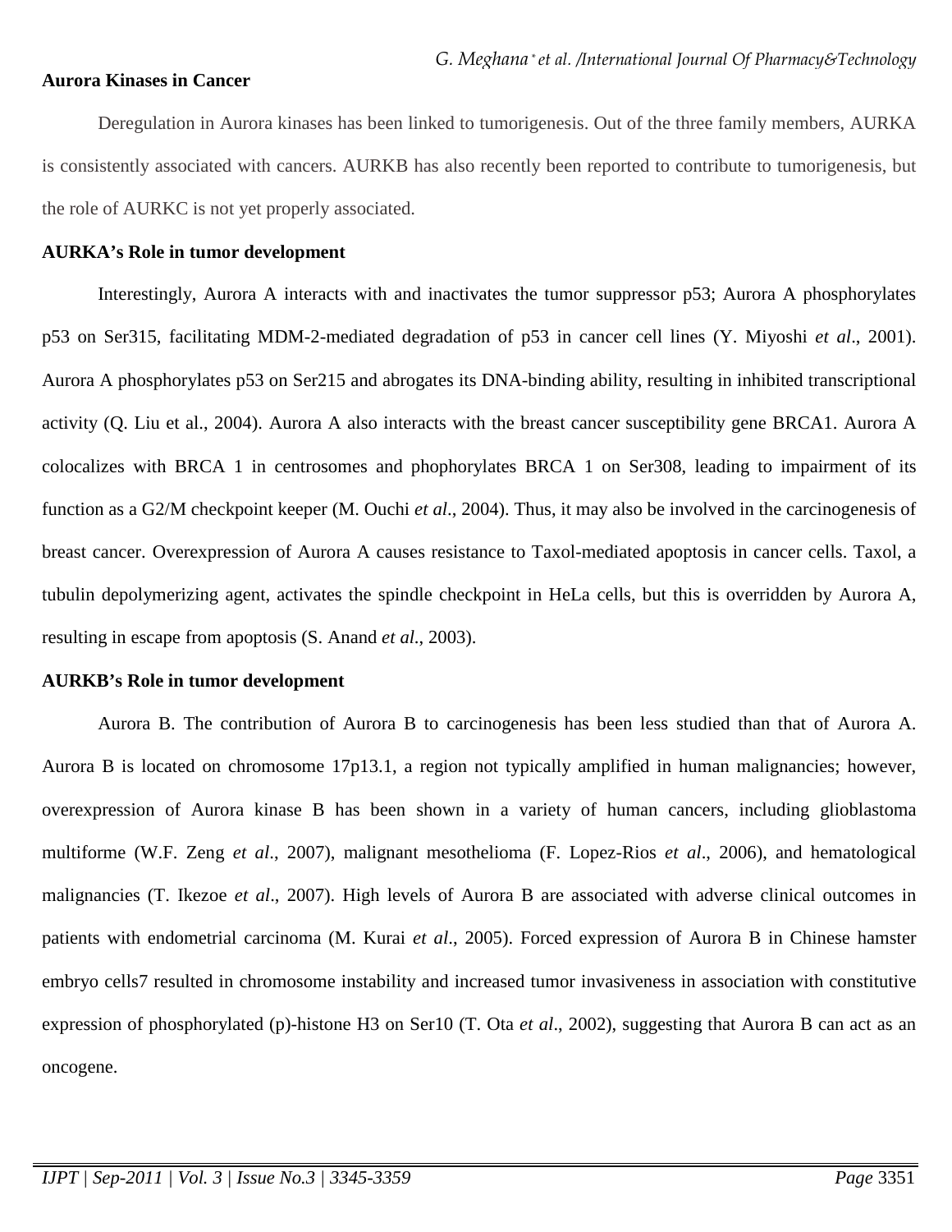**Aurora Kinases in Cancer**

Deregulation in Aurora kinases has been linked to tumorigenesis. Out of the three family members, AURKA is consistently associated with cancers. AURKB has also recently been reported to contribute to tumorigenesis, but the role of AURKC is not yet properly associated.

**AURKA's Role in tumor development**

Interestingly, Aurora A interacts with and inactivates the tumor suppressor p53; Aurora A phosphorylates p53 on Ser315, facilitating MDM-2-mediated degradation of p53 in cancer cell lines (Y. Miyoshi *et al*., 2001). Aurora A phosphorylates p53 on Ser215 and abrogates its DNA-binding ability, resulting in inhibited transcriptional activity (Q. Liu et al., 2004). Aurora A also interacts with the breast cancer susceptibility gene BRCA1. Aurora A colocalizes with BRCA 1 in centrosomes and phophorylates BRCA 1 on Ser308, leading to impairment of its function as a G2/M checkpoint keeper (M. Ouchi *et al*., 2004). Thus, it may also be involved in the carcinogenesis of breast cancer. Overexpression of Aurora A causes resistance to Taxol-mediated apoptosis in cancer cells. Taxol, a tubulin depolymerizing agent, activates the spindle checkpoint in HeLa cells, but this is overridden by Aurora A, resulting in escape from apoptosis (S. Anand *et al.*, 2003).

**AURKB's Role in tumor development**

Aurora B. The contribution of Aurora B to carcinogenesis has been less studied than that of Aurora A. Aurora B is located on chromosome 17p13.1, a region not typically amplified in human malignancies; however, overexpression of Aurora kinase B has been shown in a variety of human cancers, including glioblastoma multiforme (W.F. Zeng *et al*., 2007), malignant mesothelioma (F. Lopez-Rios *et al*., 2006), and hematological malignancies (T. Ikezoe *et al*., 2007). High levels of Aurora B are associated with adverse clinical outcomes in patients with endometrial carcinoma (M. Kurai *et al*., 2005). Forced expression of Aurora B in Chinese hamster embryo cells7 resulted in chromosome instability and increased tumor invasiveness in association with constitutive expression of phosphorylated (p)-histone H3 on Ser10 (T. Ota *et al*., 2002), suggesting that Aurora B can act as an oncogene.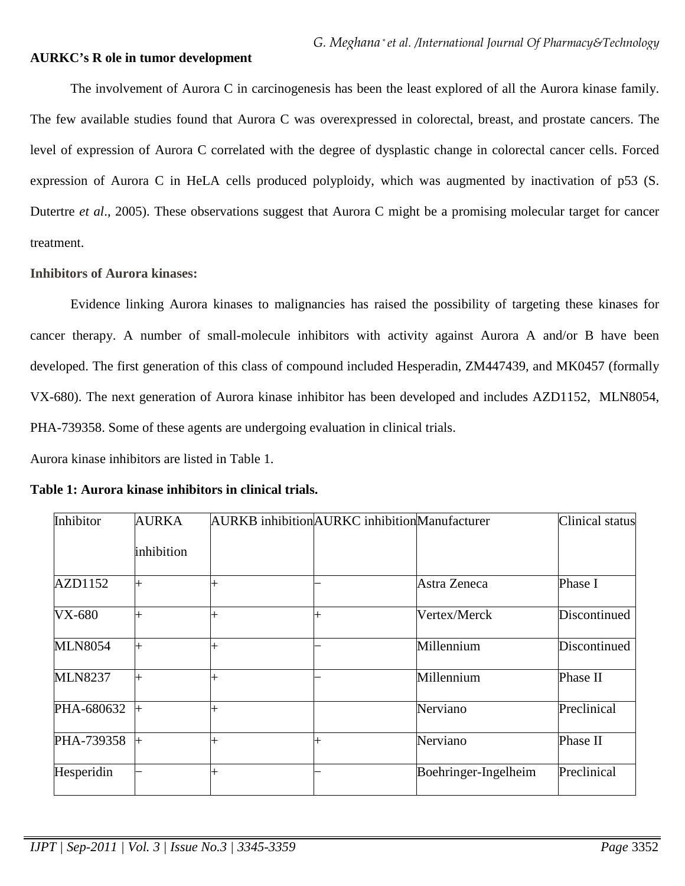### AURKC's R ole in tumor development

The involvement of Aurora C in carcinogenesis has been the least explored of all the Aurora kinase family. The few available studies found that Aurora C was overexpressed in colorectal, breast, and prostate cancers. The level of expression of Aurora C correlated with the degree of dysplastic change in colorectal cancer cells. Forced expression of Aurora C in HeLA cells produced polyploidy, which was augmented by inactivation of p53 (S. Dutertre *et al*., 2005). These observations suggest that Aurora C might be a promising molecular target for cancer treatment.

### Inhibitors of Aurora kinases:

Evidence linking Aurora kinases to malignancies has raised the possibility of targeting these kinases for cancer therapy. A number of small-molecule inhibitors with activity against Aurora A and/or B have been developed. The first generation of this class of compound included Hesperadin, ZM447439, and MK0457 (formally VX-680). The next generation of Aurora kinase inhibitor has been developed and includes AZD1152, MLN8054, PHA-739358. Some of these agents are undergoing evaluation in clinical trials.

Aurora kinase inhibitors are listed in Table 1.

**Table 1: Aurora kinase inhibitors in clinical trials.**

| Inhibitor | AURKA inhibition | AURKB inhibition | AURKC inhibition | Manufacturer | Clinical status |
|---|---|---|---|---|---|
| AZD1152 | + | + | – | Astra Zeneca | Phase I |
| VX-680 | + | + | + | Vertex/Merck | Discontinued |
| MLN8054 | + | + | – | Millennium | Discontinued |
| MLN8237 | + | + | – | Millennium | Phase II |
| PHA-680632 | + | + | | Nerviano | Preclinical |
| PHA-739358 | + | + | + | Nerviano | Phase II |
| Hesperidin | – | + | – | Boehringer-Ingelheim | Preclinical |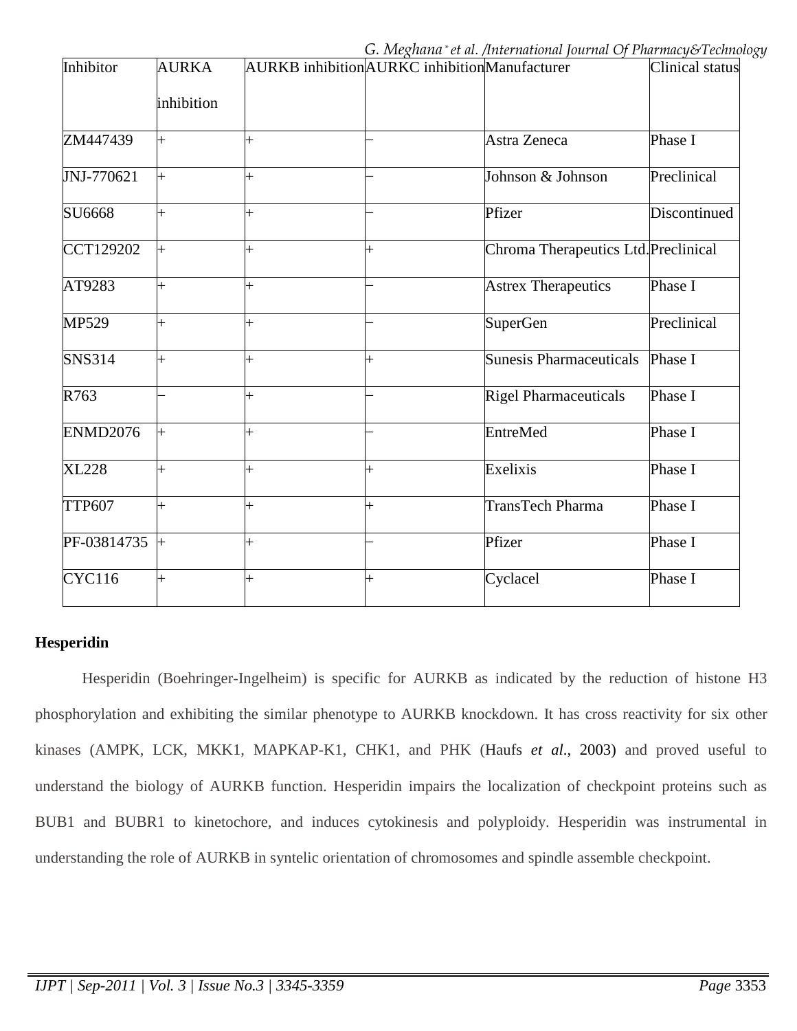| Inhibitor | AURKA inhibition | AURKB inhibition | AURKC inhibition | Manufacturer | Clinical status |
|---|---|---|---|---|---|
| ZM447439 | + | + | – | Astra Zeneca | Phase I |
| JNJ-770621 | + | + | – | Johnson & Johnson | Preclinical |
| SU6668 | + | + | – | Pfizer | Discontinued |
| CCT129202 | + | + | + | Chroma Therapeutics Ltd. | Preclinical |
| AT9283 | + | + | – | Astrex Therapeutics | Phase I |
| MP529 | + | + | – | SuperGen | Preclinical |
| SNS314 | + | + | + | Sunesis Pharmaceuticals | Phase I |
| R763 | – | + | – | Rigel Pharmaceuticals | Phase I |
| ENMD2076 | + | + | – | EntreMed | Phase I |
| XL228 | + | + | + | Exelixis | Phase I |
| TTP607 | + | + | + | TransTech Pharma | Phase I |
| PF-03814735 | + | + | – | Pfizer | Phase I |
| CYC116 | + | + | + | Cyclacel | Phase I |

**Hesperidin**

Hesperidin (Boehringer-Ingelheim) is specific for AURKB as indicated by the reduction of histone H3 phosphorylation and exhibiting the similar phenotype to AURKB knockdown. It has cross reactivity for six other kinases (AMPK, LCK, MKK1, MAPKAP-K1, CHK1, and PHK (Haufs *et al*., 2003) and proved useful to understand the biology of AURKB function. Hesperidin impairs the localization of checkpoint proteins such as BUB1 and BUBR1 to kinetochore, and induces cytokinesis and polyploidy. Hesperidin was instrumental in understanding the role of AURKB in syntelic orientation of chromosomes and spindle assemble checkpoint.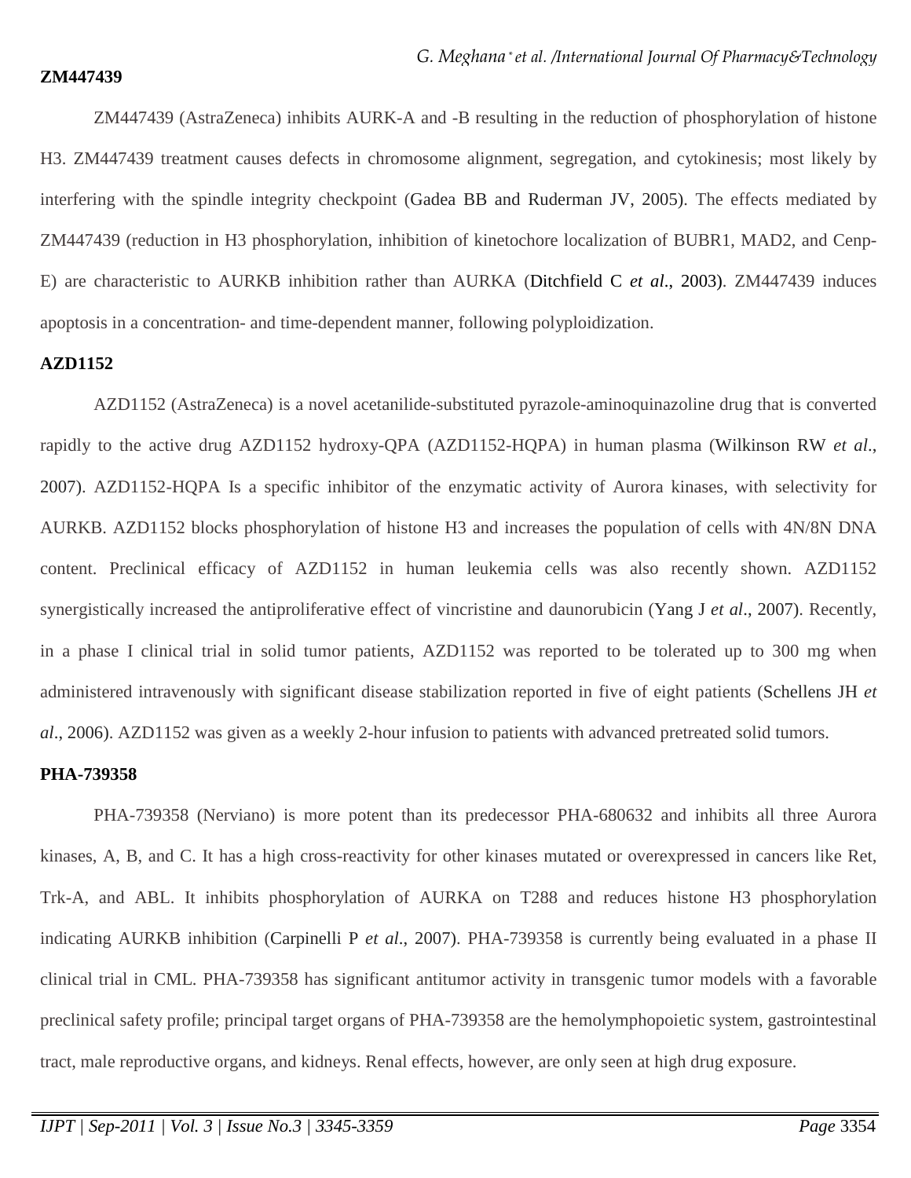**ZM447439**

ZM447439 (AstraZeneca) inhibits AURK-A and -B resulting in the reduction of phosphorylation of histone H3. ZM447439 treatment causes defects in chromosome alignment, segregation, and cytokinesis; most likely by interfering with the spindle integrity checkpoint (Gadea BB and Ruderman JV, 2005). The effects mediated by ZM447439 (reduction in H3 phosphorylation, inhibition of kinetochore localization of BUBR1, MAD2, and Cenp-E) are characteristic to AURKB inhibition rather than AURKA (Ditchfield C *et al*., 2003). ZM447439 induces apoptosis in a concentration- and time-dependent manner, following polyploidization.

**AZD1152**

AZD1152 (AstraZeneca) is a novel acetanilide-substituted pyrazole-aminoquinazoline drug that is converted rapidly to the active drug AZD1152 hydroxy-QPA (AZD1152-HQPA) in human plasma (Wilkinson RW *et al*., 2007). AZD1152-HQPA Is a specific inhibitor of the enzymatic activity of Aurora kinases, with selectivity for AURKB. AZD1152 blocks phosphorylation of histone H3 and increases the population of cells with 4N/8N DNA content. Preclinical efficacy of AZD1152 in human leukemia cells was also recently shown. AZD1152 synergistically increased the antiproliferative effect of vincristine and daunorubicin (Yang J *et al*., 2007). Recently, in a phase I clinical trial in solid tumor patients, AZD1152 was reported to be tolerated up to 300 mg when administered intravenously with significant disease stabilization reported in five of eight patients (Schellens JH *et al*., 2006). AZD1152 was given as a weekly 2-hour infusion to patients with advanced pretreated solid tumors.

**PHA-739358**

PHA-739358 (Nerviano) is more potent than its predecessor PHA-680632 and inhibits all three Aurora kinases, A, B, and C. It has a high cross-reactivity for other kinases mutated or overexpressed in cancers like Ret, Trk-A, and ABL. It inhibits phosphorylation of AURKA on T288 and reduces histone H3 phosphorylation indicating AURKB inhibition (Carpinelli P *et al*., 2007). PHA-739358 is currently being evaluated in a phase II clinical trial in CML. PHA-739358 has significant antitumor activity in transgenic tumor models with a favorable preclinical safety profile; principal target organs of PHA-739358 are the hemolymphopoietic system, gastrointestinal tract, male reproductive organs, and kidneys. Renal effects, however, are only seen at high drug exposure.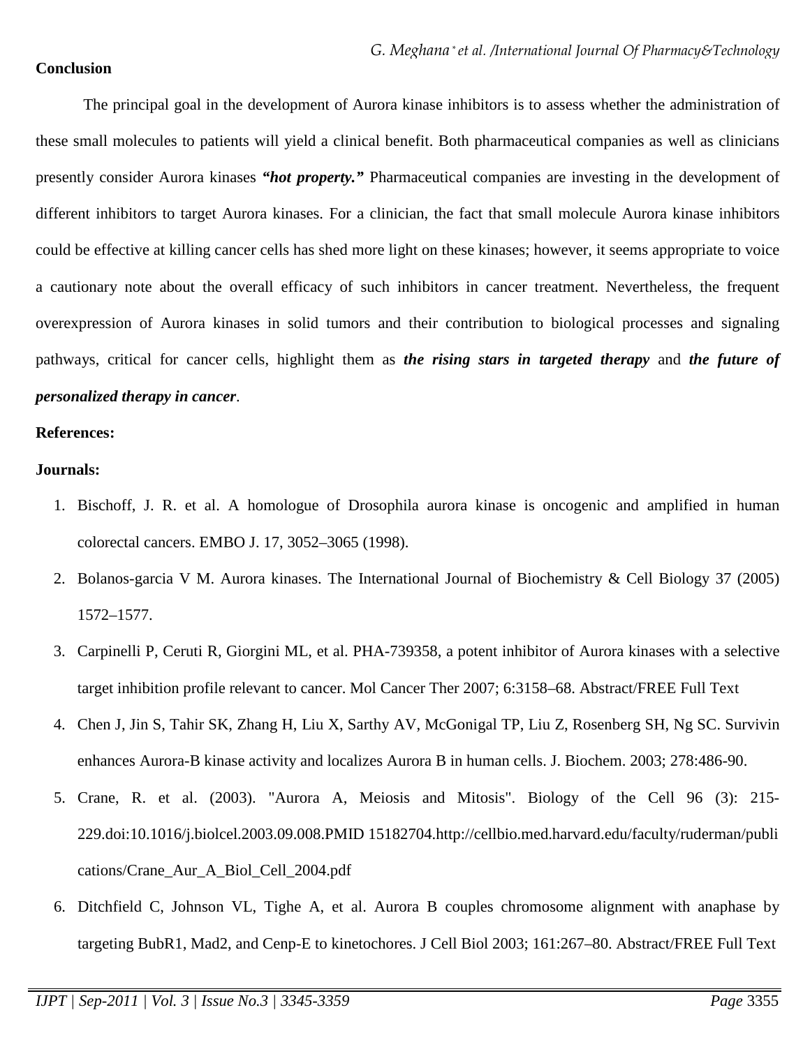**Conclusion**

The principal goal in the development of Aurora kinase inhibitors is to assess whether the administration of these small molecules to patients will yield a clinical benefit. Both pharmaceutical companies as well as clinicians presently consider Aurora kinases ***"hot property."*** Pharmaceutical companies are investing in the development of different inhibitors to target Aurora kinases. For a clinician, the fact that small molecule Aurora kinase inhibitors could be effective at killing cancer cells has shed more light on these kinases; however, it seems appropriate to voice a cautionary note about the overall efficacy of such inhibitors in cancer treatment. Nevertheless, the frequent overexpression of Aurora kinases in solid tumors and their contribution to biological processes and signaling pathways, critical for cancer cells, highlight them as ***the rising stars in targeted therapy*** and ***the future of personalized therapy in cancer***.

**References:**

**Journals:**

1. Bischoff, J. R. et al. A homologue of Drosophila aurora kinase is oncogenic and amplified in human colorectal cancers. EMBO J. 17, 3052–3065 (1998).
2. Bolanos-garcia V M. Aurora kinases. The International Journal of Biochemistry & Cell Biology 37 (2005) 1572–1577.
3. Carpinelli P, Ceruti R, Giorgini ML, et al. PHA-739358, a potent inhibitor of Aurora kinases with a selective target inhibition profile relevant to cancer. Mol Cancer Ther 2007; 6:3158–68. Abstract/FREE Full Text
4. Chen J, Jin S, Tahir SK, Zhang H, Liu X, Sarthy AV, McGonigal TP, Liu Z, Rosenberg SH, Ng SC. Survivin enhances Aurora-B kinase activity and localizes Aurora B in human cells. J. Biochem. 2003; 278:486-90.
5. Crane, R. et al. (2003). "Aurora A, Meiosis and Mitosis". Biology of the Cell 96 (3): 215-229.doi:10.1016/j.biolcel.2003.09.008.PMID 15182704.http://cellbio.med.harvard.edu/faculty/ruderman/publications/Crane_Aur_A_Biol_Cell_2004.pdf
6. Ditchfield C, Johnson VL, Tighe A, et al. Aurora B couples chromosome alignment with anaphase by targeting BubR1, Mad2, and Cenp-E to kinetochores. J Cell Biol 2003; 161:267–80. Abstract/FREE Full Text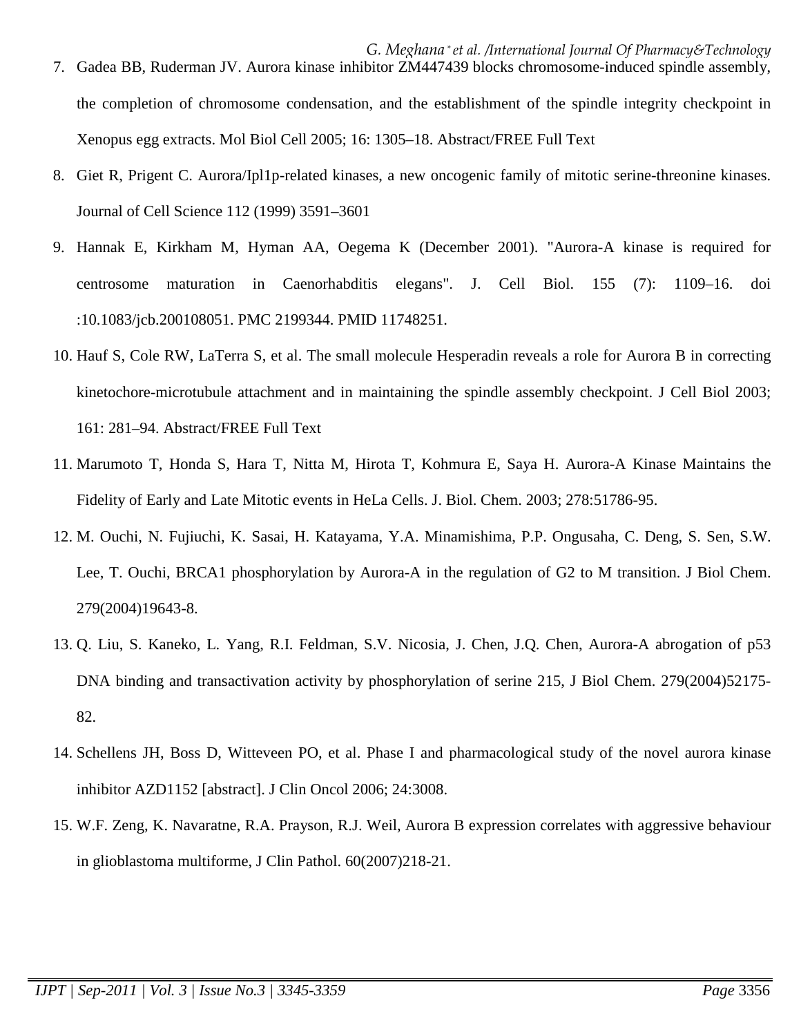7. Gadea BB, Ruderman JV. Aurora kinase inhibitor ZM447439 blocks chromosome-induced spindle assembly, the completion of chromosome condensation, and the establishment of the spindle integrity checkpoint in Xenopus egg extracts. Mol Biol Cell 2005; 16: 1305–18. Abstract/FREE Full Text
8. Giet R, Prigent C. Aurora/Ipl1p-related kinases, a new oncogenic family of mitotic serine-threonine kinases. Journal of Cell Science 112 (1999) 3591–3601
9. Hannak E, Kirkham M, Hyman AA, Oegema K (December 2001). "Aurora-A kinase is required for centrosome maturation in Caenorhabditis elegans". J. Cell Biol. 155 (7): 1109–16. doi :10.1083/jcb.200108051. PMC 2199344. PMID 11748251.
10. Hauf S, Cole RW, LaTerra S, et al. The small molecule Hesperadin reveals a role for Aurora B in correcting kinetochore-microtubule attachment and in maintaining the spindle assembly checkpoint. J Cell Biol 2003; 161: 281–94. Abstract/FREE Full Text
11. Marumoto T, Honda S, Hara T, Nitta M, Hirota T, Kohmura E, Saya H. Aurora-A Kinase Maintains the Fidelity of Early and Late Mitotic events in HeLa Cells. J. Biol. Chem. 2003; 278:51786-95.
12. M. Ouchi, N. Fujiuchi, K. Sasai, H. Katayama, Y.A. Minamishima, P.P. Ongusaha, C. Deng, S. Sen, S.W. Lee, T. Ouchi, BRCA1 phosphorylation by Aurora-A in the regulation of G2 to M transition. J Biol Chem. 279(2004)19643-8.
13. Q. Liu, S. Kaneko, L. Yang, R.I. Feldman, S.V. Nicosia, J. Chen, J.Q. Chen, Aurora-A abrogation of p53 DNA binding and transactivation activity by phosphorylation of serine 215, J Biol Chem. 279(2004)52175-82.
14. Schellens JH, Boss D, Witteveen PO, et al. Phase I and pharmacological study of the novel aurora kinase inhibitor AZD1152 [abstract]. J Clin Oncol 2006; 24:3008.
15. W.F. Zeng, K. Navaratne, R.A. Prayson, R.J. Weil, Aurora B expression correlates with aggressive behaviour in glioblastoma multiforme, J Clin Pathol. 60(2007)218-21.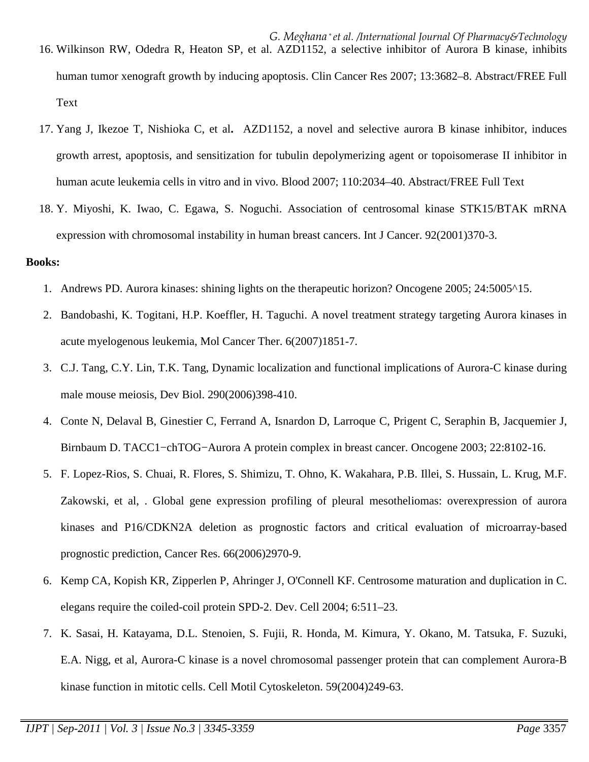16. Wilkinson RW, Odedra R, Heaton SP, et al. AZD1152, a selective inhibitor of Aurora B kinase, inhibits human tumor xenograft growth by inducing apoptosis. Clin Cancer Res 2007; 13:3682–8. Abstract/FREE Full Text
17. Yang J, Ikezoe T, Nishioka C, et al**.** AZD1152, a novel and selective aurora B kinase inhibitor, induces growth arrest, apoptosis, and sensitization for tubulin depolymerizing agent or topoisomerase II inhibitor in human acute leukemia cells in vitro and in vivo. Blood 2007; 110:2034–40. Abstract/FREE Full Text
18. Y. Miyoshi, K. Iwao, C. Egawa, S. Noguchi. Association of centrosomal kinase STK15/BTAK mRNA expression with chromosomal instability in human breast cancers. Int J Cancer. 92(2001)370-3.

**Books:**

1. Andrews PD. Aurora kinases: shining lights on the therapeutic horizon? Oncogene 2005; 24:5005^15.
2. Bandobashi, K. Togitani, H.P. Koeffler, H. Taguchi. A novel treatment strategy targeting Aurora kinases in acute myelogenous leukemia, Mol Cancer Ther. 6(2007)1851-7.
3. C.J. Tang, C.Y. Lin, T.K. Tang, Dynamic localization and functional implications of Aurora-C kinase during male mouse meiosis, Dev Biol. 290(2006)398-410.
4. Conte N, Delaval B, Ginestier C, Ferrand A, Isnardon D, Larroque C, Prigent C, Seraphin B, Jacquemier J, Birnbaum D. TACC1−chTOG−Aurora A protein complex in breast cancer. Oncogene 2003; 22:8102-16.
5. F. Lopez-Rios, S. Chuai, R. Flores, S. Shimizu, T. Ohno, K. Wakahara, P.B. Illei, S. Hussain, L. Krug, M.F. Zakowski, et al, . Global gene expression profiling of pleural mesotheliomas: overexpression of aurora kinases and P16/CDKN2A deletion as prognostic factors and critical evaluation of microarray-based prognostic prediction, Cancer Res. 66(2006)2970-9.
6. Kemp CA, Kopish KR, Zipperlen P, Ahringer J, O'Connell KF. Centrosome maturation and duplication in C. elegans require the coiled-coil protein SPD-2. Dev. Cell 2004; 6:511–23.
7. K. Sasai, H. Katayama, D.L. Stenoien, S. Fujii, R. Honda, M. Kimura, Y. Okano, M. Tatsuka, F. Suzuki, E.A. Nigg, et al, Aurora-C kinase is a novel chromosomal passenger protein that can complement Aurora-B kinase function in mitotic cells. Cell Motil Cytoskeleton. 59(2004)249-63.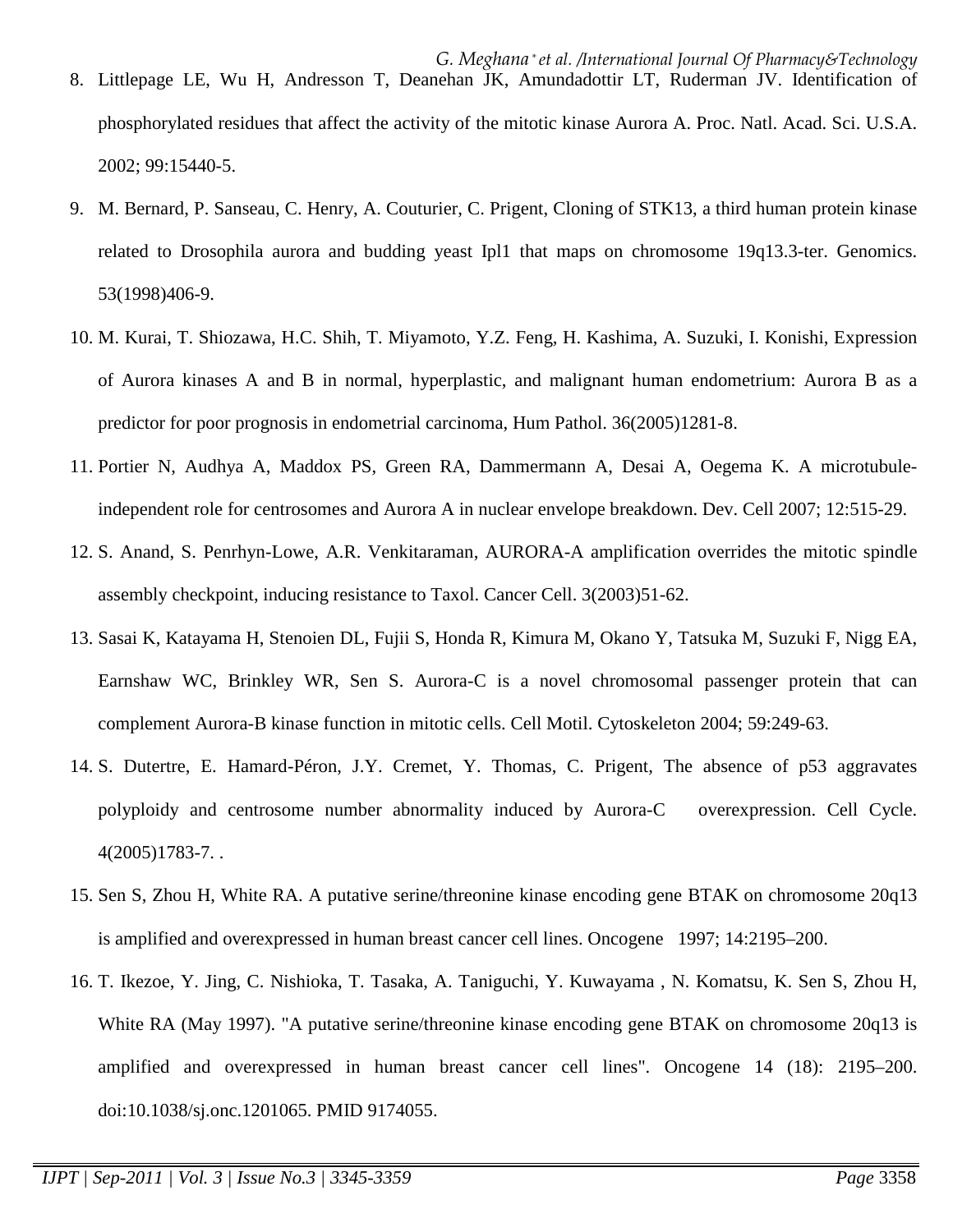8. Littlepage LE, Wu H, Andresson T, Deanehan JK, Amundadottir LT, Ruderman JV. Identification of phosphorylated residues that affect the activity of the mitotic kinase Aurora A. Proc. Natl. Acad. Sci. U.S.A. 2002; 99:15440-5.

9. M. Bernard, P. Sanseau, C. Henry, A. Couturier, C. Prigent, Cloning of STK13, a third human protein kinase related to Drosophila aurora and budding yeast Ipl1 that maps on chromosome 19q13.3-ter. Genomics. 53(1998)406-9.

10. M. Kurai, T. Shiozawa, H.C. Shih, T. Miyamoto, Y.Z. Feng, H. Kashima, A. Suzuki, I. Konishi, Expression of Aurora kinases A and B in normal, hyperplastic, and malignant human endometrium: Aurora B as a predictor for poor prognosis in endometrial carcinoma, Hum Pathol. 36(2005)1281-8.

11. Portier N, Audhya A, Maddox PS, Green RA, Dammermann A, Desai A, Oegema K. A microtubule-independent role for centrosomes and Aurora A in nuclear envelope breakdown. Dev. Cell 2007; 12:515-29.

12. S. Anand, S. Penrhyn-Lowe, A.R. Venkitaraman, AURORA-A amplification overrides the mitotic spindle assembly checkpoint, inducing resistance to Taxol. Cancer Cell. 3(2003)51-62.

13. Sasai K, Katayama H, Stenoien DL, Fujii S, Honda R, Kimura M, Okano Y, Tatsuka M, Suzuki F, Nigg EA, Earnshaw WC, Brinkley WR, Sen S. Aurora-C is a novel chromosomal passenger protein that can complement Aurora-B kinase function in mitotic cells. Cell Motil. Cytoskeleton 2004; 59:249-63.

14. S. Dutertre, E. Hamard-Péron, J.Y. Cremet, Y. Thomas, C. Prigent, The absence of p53 aggravates polyploidy and centrosome number abnormality induced by Aurora-C overexpression. Cell Cycle. 4(2005)1783-7. .

15. Sen S, Zhou H, White RA. A putative serine/threonine kinase encoding gene BTAK on chromosome 20q13 is amplified and overexpressed in human breast cancer cell lines. Oncogene 1997; 14:2195–200.

16. T. Ikezoe, Y. Jing, C. Nishioka, T. Tasaka, A. Taniguchi, Y. Kuwayama , N. Komatsu, K. Sen S, Zhou H, White RA (May 1997). "A putative serine/threonine kinase encoding gene BTAK on chromosome 20q13 is amplified and overexpressed in human breast cancer cell lines". Oncogene 14 (18): 2195–200. doi:10.1038/sj.onc.1201065. PMID 9174055.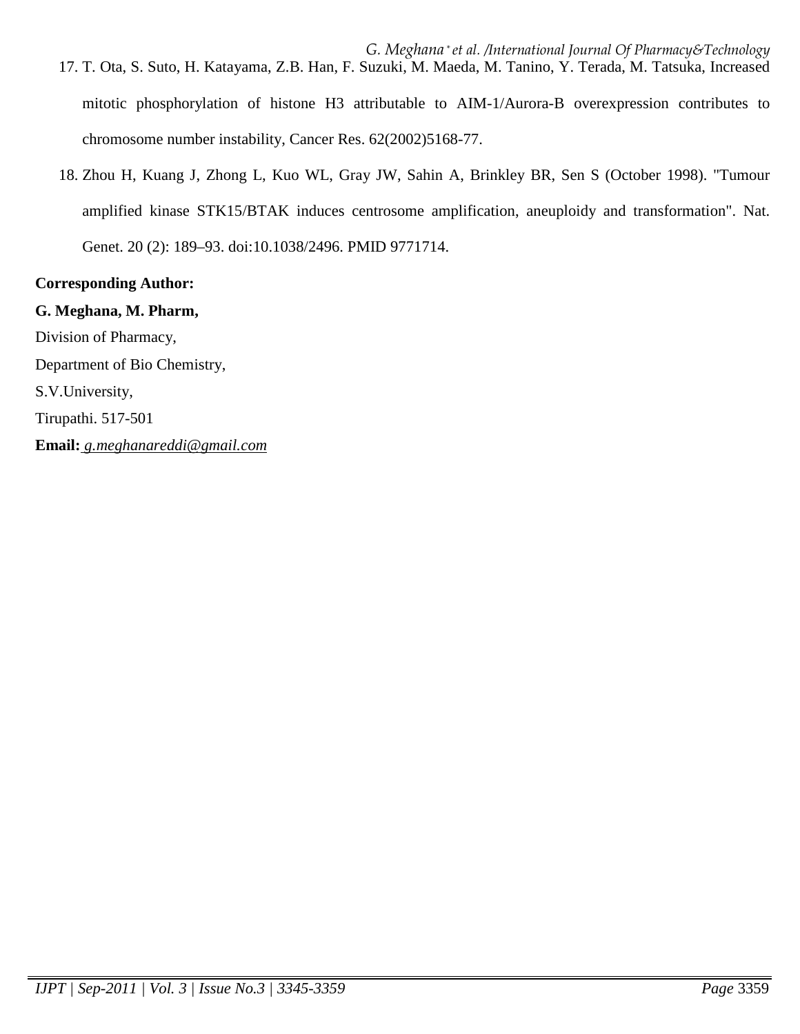17. T. Ota, S. Suto, H. Katayama, Z.B. Han, F. Suzuki, M. Maeda, M. Tanino, Y. Terada, M. Tatsuka, Increased mitotic phosphorylation of histone H3 attributable to AIM-1/Aurora-B overexpression contributes to chromosome number instability, Cancer Res. 62(2002)5168-77.
18. Zhou H, Kuang J, Zhong L, Kuo WL, Gray JW, Sahin A, Brinkley BR, Sen S (October 1998). "Tumour amplified kinase STK15/BTAK induces centrosome amplification, aneuploidy and transformation". Nat. Genet. 20 (2): 189–93. doi:10.1038/2496. PMID 9771714.

**Corresponding Author:**

**G. Meghana, M. Pharm,**

Division of Pharmacy,

Department of Bio Chemistry,

S.V.University,

Tirupathi. 517-501

**Email:** *g.meghanareddi@gmail.com*